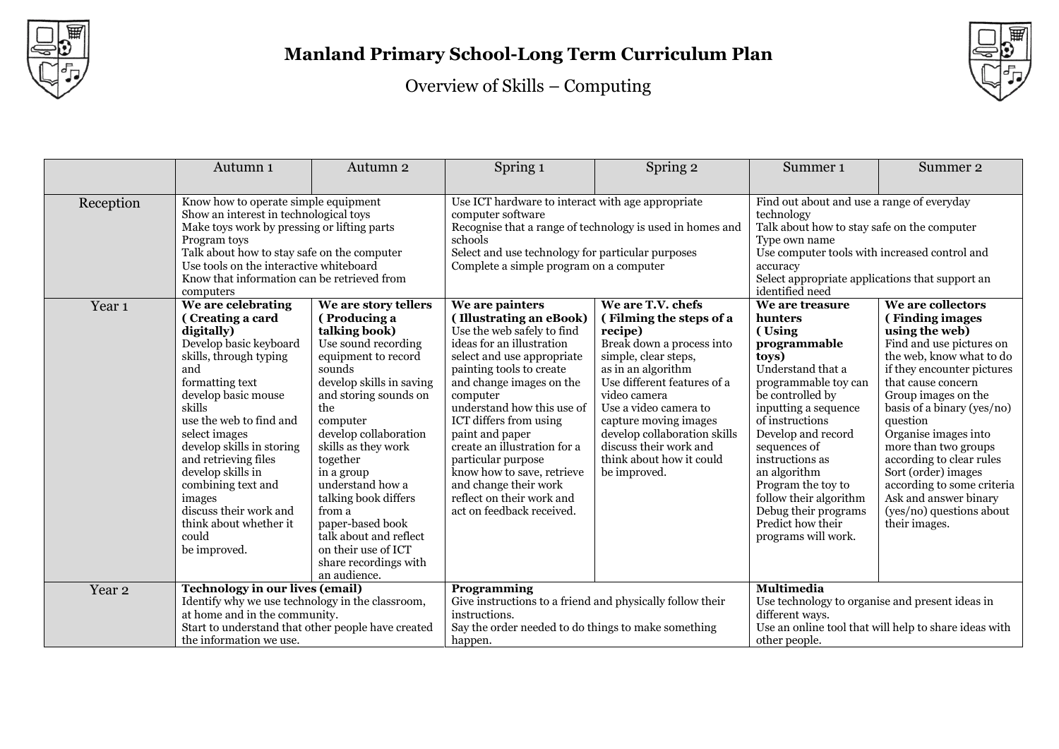# Manland Primary School-Long Term Curriculum Plan

## Overview of Skills – Computing

| | Autumn 1 | Autumn 2 | Spring 1 | Spring 2 | Summer 1 | Summer 2 |
|---|---|---|---|---|---|---|
| Reception | Know how to operate simple equipment<br>Show an interest in technological toys<br>Make toys work by pressing or lifting parts<br>Program toys<br>Talk about how to stay safe on the computer<br>Use tools on the interactive whiteboard<br>Know that information can be retrieved from computers | | Use ICT hardware to interact with age appropriate computer software<br>Recognise that a range of technology is used in homes and schools<br>Select and use technology for particular purposes<br>Complete a simple program on a computer | | Find out about and use a range of everyday technology<br>Talk about how to stay safe on the computer<br>Type own name<br>Use computer tools with increased control and accuracy<br>Select appropriate applications that support an identified need | |
| Year 1 | **We are celebrating ( Creating a card digitally)**<br>Develop basic keyboard skills, through typing and formatting text<br>develop basic mouse skills<br>use the web to find and select images<br>develop skills in storing and retrieving files<br>develop skills in combining text and images<br>discuss their work and think about whether it could be improved. | **We are story tellers ( Producing a talking book)**<br>Use sound recording equipment to record sounds<br>develop skills in saving and storing sounds on the computer<br>develop collaboration skills as they work together in a group<br>understand how a talking book differs from a paper-based book<br>talk about and reflect on their use of ICT<br>share recordings with an audience. | **We are painters ( Illustrating an eBook)**<br>Use the web safely to find ideas for an illustration<br>select and use appropriate painting tools to create and change images on the computer<br>understand how this use of ICT differs from using paint and paper<br>create an illustration for a particular purpose<br>know how to save, retrieve and change their work<br>reflect on their work and act on feedback received. | **We are T.V. chefs ( Filming the steps of a recipe)**<br>Break down a process into simple, clear steps, as in an algorithm<br>Use different features of a video camera<br>Use a video camera to capture moving images<br>develop collaboration skills<br>discuss their work and think about how it could be improved. | **We are treasure hunters ( Using programmable toys)**<br>Understand that a programmable toy can be controlled by inputting a sequence of instructions<br>Develop and record sequences of instructions as an algorithm<br>Program the toy to follow their algorithm<br>Debug their programs<br>Predict how their programs will work. | **We are collectors ( Finding images using the web)**<br>Find and use pictures on the web, know what to do if they encounter pictures that cause concern<br>Group images on the basis of a binary (yes/no) question<br>Organise images into more than two groups according to clear rules<br>Sort (order) images according to some criteria<br>Ask and answer binary (yes/no) questions about their images. |
| Year 2 | **Technology in our lives (email)**<br>Identify why we use technology in the classroom, at home and in the community.<br>Start to understand that other people have created the information we use. | | **Programming**<br>Give instructions to a friend and physically follow their instructions.<br>Say the order needed to do things to make something happen. | | **Multimedia**<br>Use technology to organise and present ideas in different ways.<br>Use an online tool that will help to share ideas with other people. | |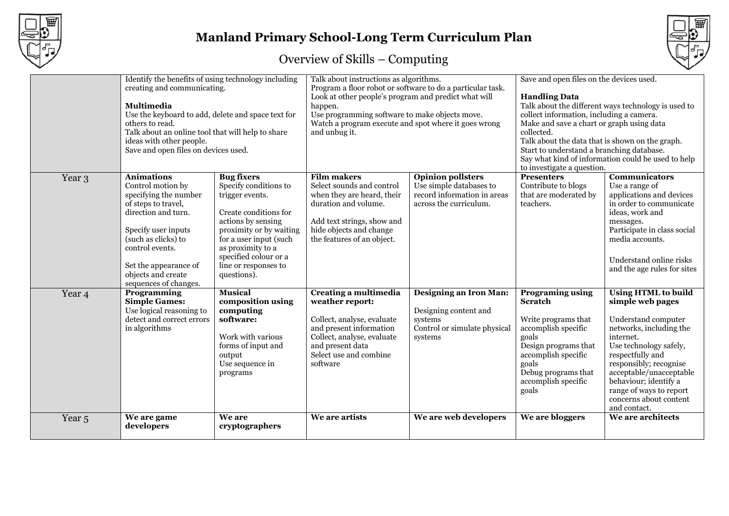# Manland Primary School-Long Term Curriculum Plan

## Overview of Skills – Computing

| | | | | | | |
|---|---|---|---|---|---|---|
| | Identify the benefits of using technology including creating and communicating.<br><br>**Multimedia**<br>Use the keyboard to add, delete and space text for others to read.<br>Talk about an online tool that will help to share ideas with other people.<br>Save and open files on devices used. | | Talk about instructions as algorithms.<br>Program a floor robot or software to do a particular task.<br>Look at other people's program and predict what will happen.<br>Use programming software to make objects move.<br>Watch a program execute and spot where it goes wrong and unbug it. | | Save and open files on the devices used.<br><br>**Handling Data**<br>Talk about the different ways technology is used to collect information, including a camera.<br>Make and save a chart or graph using data collected.<br>Talk about the data that is shown on the graph.<br>Start to understand a branching database.<br>Say what kind of information could be used to help to investigate a question. | |
| Year 3 | **Animations**<br>Control motion by specifying the number of steps to travel, direction and turn.<br><br>Specify user inputs (such as clicks) to control events.<br><br>Set the appearance of objects and create sequences of changes. | **Bug fixers**<br>Specify conditions to trigger events.<br><br>Create conditions for actions by sensing proximity or by waiting for a user input (such as proximity to a specified colour or a line or responses to questions). | **Film makers**<br>Select sounds and control when they are heard, their duration and volume.<br><br>Add text strings, show and hide objects and change the features of an object. | **Opinion pollsters**<br>Use simple databases to record information in areas across the curriculum. | **Presenters**<br>Contribute to blogs that are moderated by teachers. | **Communicators**<br>Use a range of applications and devices in order to communicate ideas, work and messages.<br>Participate in class social media accounts.<br><br>Understand online risks and the age rules for sites |
| Year 4 | **Programming Simple Games:**<br>Use logical reasoning to detect and correct errors in algorithms | **Musical composition using computing software:**<br><br>Work with various forms of input and output<br>Use sequence in programs | **Creating a multimedia weather report:**<br><br>Collect, analyse, evaluate and present information<br>Collect, analyse, evaluate and present data<br>Select use and combine software | **Designing an Iron Man:**<br><br>Designing content and systems<br>Control or simulate physical systems | **Programing using Scratch**<br><br>Write programs that accomplish specific goals<br>Design programs that accomplish specific goals<br>Debug programs that accomplish specific goals | **Using HTML to build simple web pages**<br><br>Understand computer networks, including the internet.<br>Use technology safely, respectfully and responsibly; recognise acceptable/unacceptable behaviour; identify a range of ways to report concerns about content and contact. |
| Year 5 | **We are game developers** | **We are cryptographers** | **We are artists** | **We are web developers** | **We are bloggers** | **We are architects** |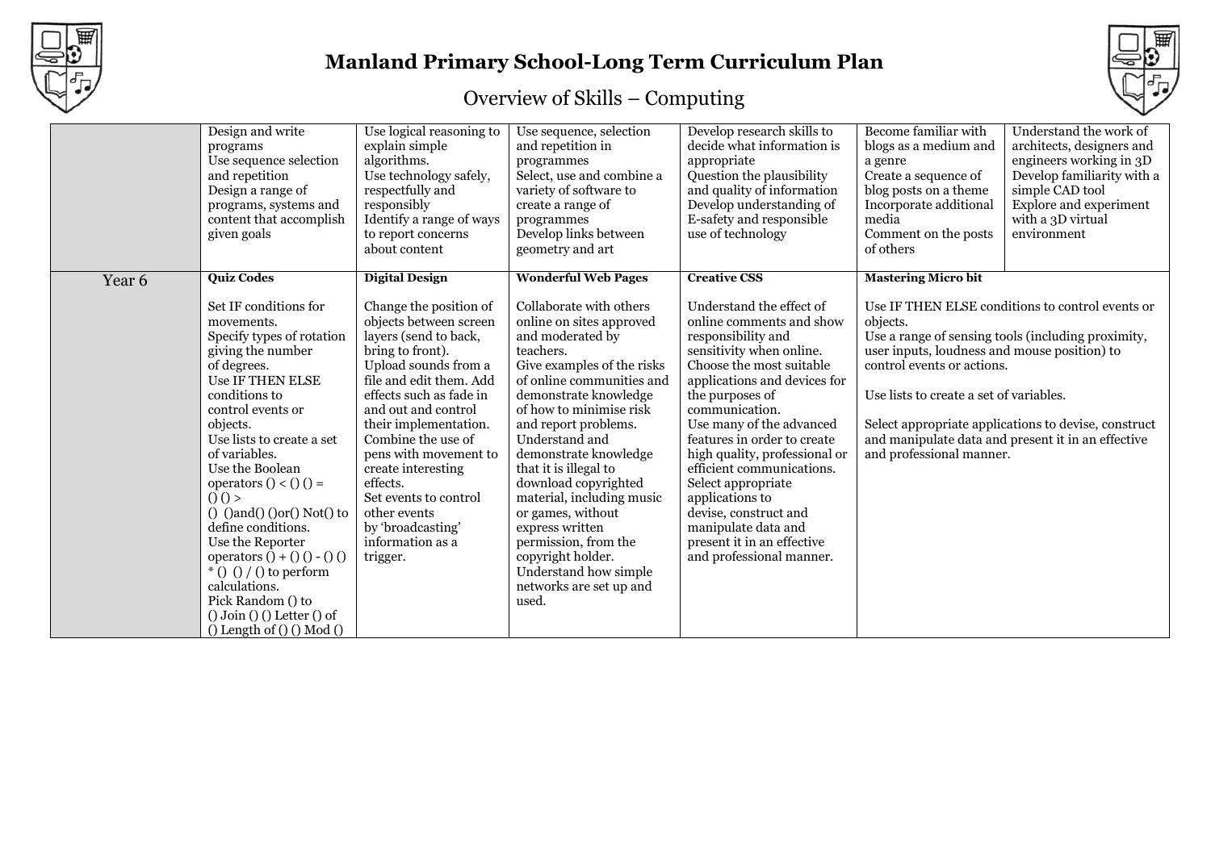# Manland Primary School-Long Term Curriculum Plan

## Overview of Skills – Computing

| | | | | | | |
|---|---|---|---|---|---|---|
| | Design and write programs<br>Use sequence selection and repetition<br>Design a range of programs, systems and content that accomplish given goals | Use logical reasoning to explain simple algorithms.<br>Use technology safely, respectfully and responsibly<br>Identify a range of ways to report concerns about content | Use sequence, selection and repetition in programmes<br>Select, use and combine a variety of software to create a range of programmes<br>Develop links between geometry and art | Develop research skills to decide what information is appropriate<br>Question the plausibility and quality of information<br>Develop understanding of E-safety and responsible use of technology | Become familiar with blogs as a medium and a genre<br>Create a sequence of blog posts on a theme<br>Incorporate additional media<br>Comment on the posts of others | Understand the work of architects, designers and engineers working in 3D<br>Develop familiarity with a simple CAD tool<br>Explore and experiment with a 3D virtual environment |
| Year 6 | **Quiz Codes**<br><br>Set IF conditions for movements.<br>Specify types of rotation giving the number of degrees.<br>Use IF THEN ELSE conditions to control events or objects.<br>Use lists to create a set of variables.<br>Use the Boolean operators () < () () = () () > () ()and() ()or() Not() to define conditions.<br>Use the Reporter operators () + () () - () () * () () / () to perform calculations.<br>Pick Random () to () Join () () Letter () of () Length of () () Mod () | **Digital Design**<br><br>Change the position of objects between screen layers (send to back, bring to front).<br>Upload sounds from a file and edit them. Add effects such as fade in and out and control their implementation.<br>Combine the use of pens with movement to create interesting effects.<br>Set events to control other events by 'broadcasting' information as a trigger. | **Wonderful Web Pages**<br><br>Collaborate with others online on sites approved and moderated by teachers.<br>Give examples of the risks of online communities and demonstrate knowledge of how to minimise risk and report problems.<br>Understand and demonstrate knowledge that it is illegal to download copyrighted material, including music or games, without express written permission, from the copyright holder.<br>Understand how simple networks are set up and used. | **Creative CSS**<br><br>Understand the effect of online comments and show responsibility and sensitivity when online.<br>Choose the most suitable applications and devices for the purposes of communication.<br>Use many of the advanced features in order to create high quality, professional or efficient communications.<br>Select appropriate applications to devise, construct and manipulate data and present it in an effective and professional manner. | **Mastering Micro bit**<br><br>Use IF THEN ELSE conditions to control events or objects.<br>Use a range of sensing tools (including proximity, user inputs, loudness and mouse position) to control events or actions.<br><br>Use lists to create a set of variables.<br><br>Select appropriate applications to devise, construct and manipulate data and present it in an effective and professional manner. | |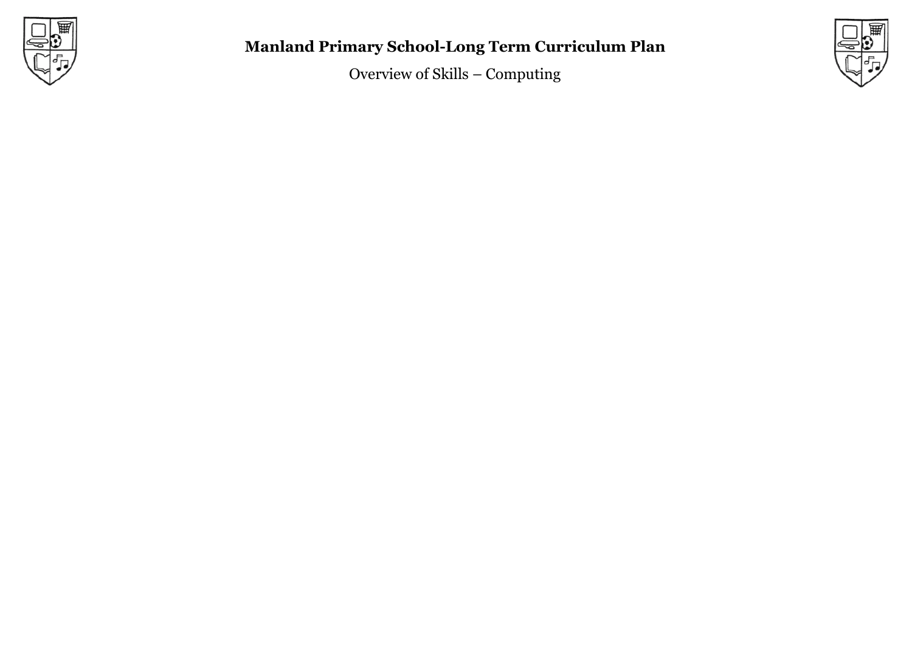# Manland Primary School-Long Term Curriculum Plan

Overview of Skills – Computing